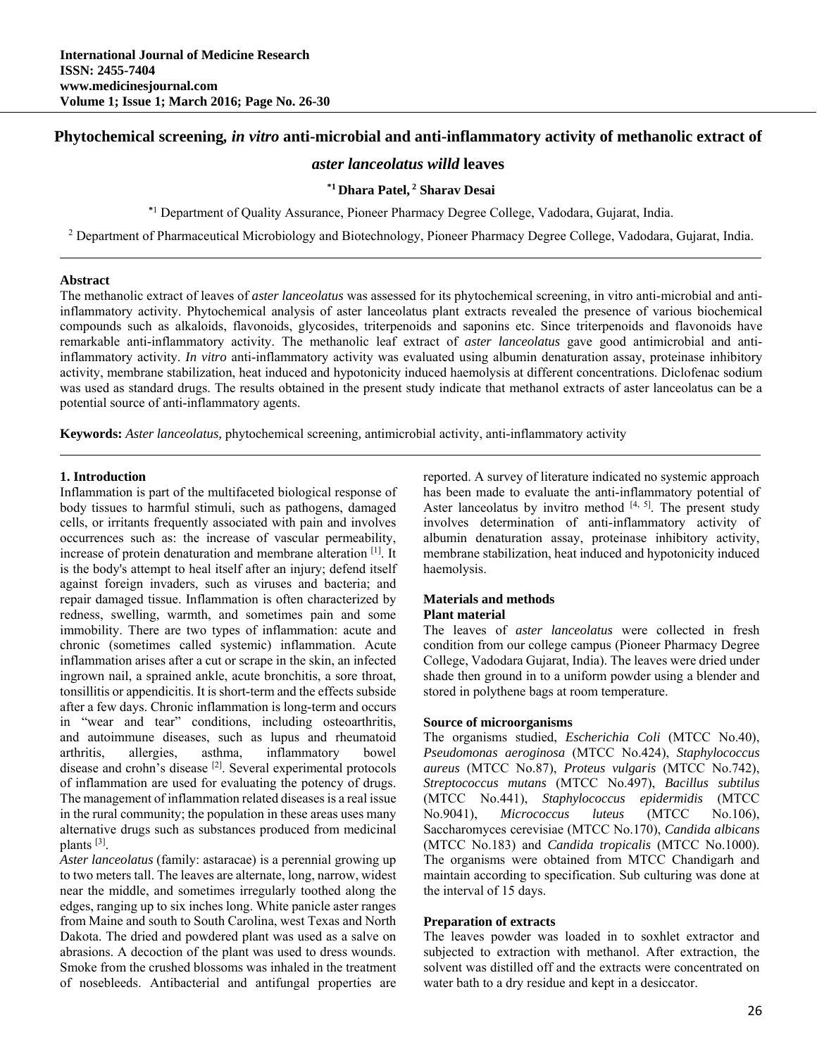# Phytochemical screening, *in vitro* anti-microbial and anti-inflammatory activity of methanolic extract of *aster lanceolatus willd* leaves

**[*1] Dhara Patel, [2] Sharav Desai**

[*1] Department of Quality Assurance, Pioneer Pharmacy Degree College, Vadodara, Gujarat, India.

[2] Department of Pharmaceutical Microbiology and Biotechnology, Pioneer Pharmacy Degree College, Vadodara, Gujarat, India.

---

**Abstract**

The methanolic extract of leaves of *aster lanceolatus* was assessed for its phytochemical screening, in vitro anti-microbial and anti-inflammatory activity. Phytochemical analysis of aster lanceolatus plant extracts revealed the presence of various biochemical compounds such as alkaloids, flavonoids, glycosides, triterpenoids and saponins etc. Since triterpenoids and flavonoids have remarkable anti-inflammatory activity. The methanolic leaf extract of *aster lanceolatus* gave good antimicrobial and anti-inflammatory activity. *In vitro* anti-inflammatory activity was evaluated using albumin denaturation assay, proteinase inhibitory activity, membrane stabilization, heat induced and hypotonicity induced haemolysis at different concentrations. Diclofenac sodium was used as standard drugs. The results obtained in the present study indicate that methanol extracts of aster lanceolatus can be a potential source of anti-inflammatory agents.

**Keywords:** *Aster lanceolatus,* phytochemical screening*,* antimicrobial activity, anti-inflammatory activity

---

## 1. Introduction

Inflammation is part of the multifaceted biological response of body tissues to harmful stimuli, such as pathogens, damaged cells, or irritants frequently associated with pain and involves occurrences such as: the increase of vascular permeability, increase of protein denaturation and membrane alteration [1]. It is the body's attempt to heal itself after an injury; defend itself against foreign invaders, such as viruses and bacteria; and repair damaged tissue. Inflammation is often characterized by redness, swelling, warmth, and sometimes pain and some immobility. There are two types of inflammation: acute and chronic (sometimes called systemic) inflammation. Acute inflammation arises after a cut or scrape in the skin, an infected ingrown nail, a sprained ankle, acute bronchitis, a sore throat, tonsillitis or appendicitis. It is short-term and the effects subside after a few days. Chronic inflammation is long-term and occurs in "wear and tear" conditions, including osteoarthritis, and autoimmune diseases, such as lupus and rheumatoid arthritis, allergies, asthma, inflammatory bowel disease and crohn's disease [2]. Several experimental protocols of inflammation are used for evaluating the potency of drugs. The management of inflammation related diseases is a real issue in the rural community; the population in these areas uses many alternative drugs such as substances produced from medicinal plants [3].

*Aster lanceolatus* (family: astaracae) is a perennial growing up to two meters tall. The leaves are alternate, long, narrow, widest near the middle, and sometimes irregularly toothed along the edges, ranging up to six inches long. White panicle aster ranges from Maine and south to South Carolina, west Texas and North Dakota. The dried and powdered plant was used as a salve on abrasions. A decoction of the plant was used to dress wounds. Smoke from the crushed blossoms was inhaled in the treatment of nosebleeds. Antibacterial and antifungal properties are reported. A survey of literature indicated no systemic approach has been made to evaluate the anti-inflammatory potential of Aster lanceolatus by invitro method [4, 5]. The present study involves determination of anti-inflammatory activity of albumin denaturation assay, proteinase inhibitory activity, membrane stabilization, heat induced and hypotonicity induced haemolysis.

## Materials and methods

### Plant material

The leaves of *aster lanceolatus* were collected in fresh condition from our college campus (Pioneer Pharmacy Degree College, Vadodara Gujarat, India). The leaves were dried under shade then ground in to a uniform powder using a blender and stored in polythene bags at room temperature.

### Source of microorganisms

The organisms studied, *Escherichia Coli* (MTCC No.40), *Pseudomonas aeroginosa* (MTCC No.424), *Staphylococcus aureus* (MTCC No.87), *Proteus vulgaris* (MTCC No.742), *Streptococcus mutans* (MTCC No.497), *Bacillus subtilus* (MTCC No.441), *Staphylococcus epidermidis* (MTCC No.9041), *Micrococcus luteus* (MTCC No.106), Saccharomyces cerevisiae (MTCC No.170), *Candida albicans* (MTCC No.183) and *Candida tropicalis* (MTCC No.1000). The organisms were obtained from MTCC Chandigarh and maintain according to specification. Sub culturing was done at the interval of 15 days.

### Preparation of extracts

The leaves powder was loaded in to soxhlet extractor and subjected to extraction with methanol. After extraction, the solvent was distilled off and the extracts were concentrated on water bath to a dry residue and kept in a desiccator.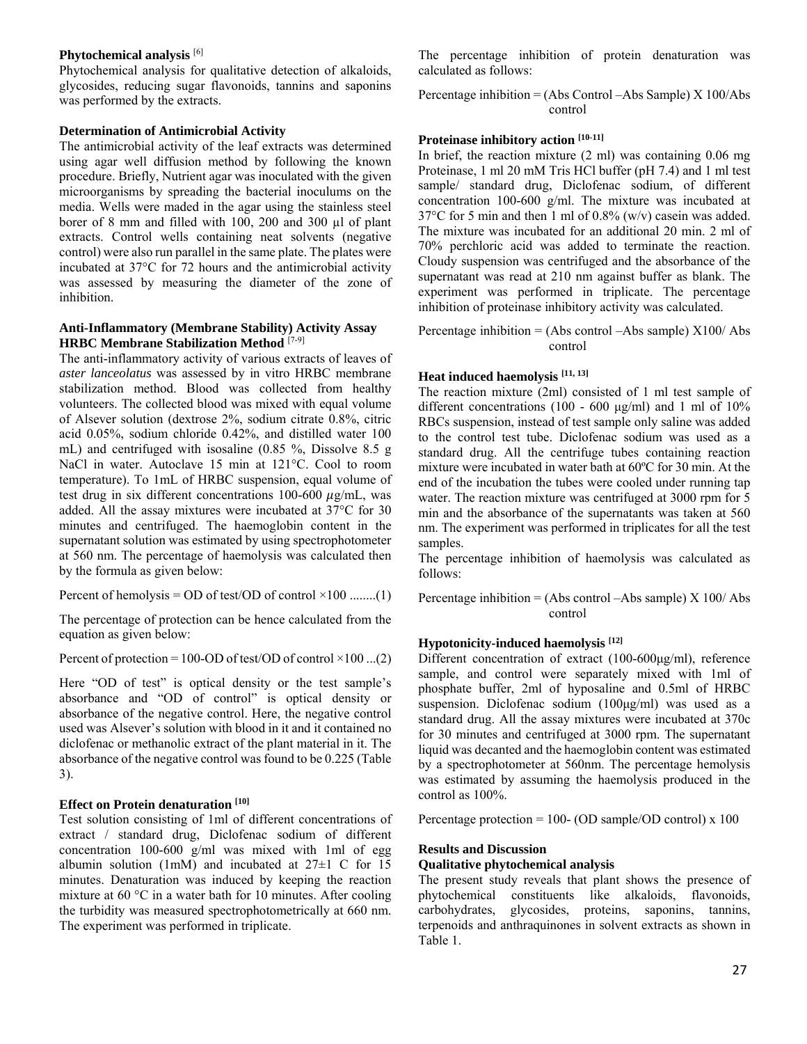### Phytochemical analysis [6]

Phytochemical analysis for qualitative detection of alkaloids, glycosides, reducing sugar flavonoids, tannins and saponins was performed by the extracts.

### Determination of Antimicrobial Activity

The antimicrobial activity of the leaf extracts was determined using agar well diffusion method by following the known procedure. Briefly, Nutrient agar was inoculated with the given microorganisms by spreading the bacterial inoculums on the media. Wells were maded in the agar using the stainless steel borer of 8 mm and filled with 100, 200 and 300 µl of plant extracts. Control wells containing neat solvents (negative control) were also run parallel in the same plate. The plates were incubated at 37°C for 72 hours and the antimicrobial activity was assessed by measuring the diameter of the zone of inhibition.

### Anti-Inflammatory (Membrane Stability) Activity Assay HRBC Membrane Stabilization Method [7-9]

The anti-inflammatory activity of various extracts of leaves of *aster lanceolatus* was assessed by in vitro HRBC membrane stabilization method. Blood was collected from healthy volunteers. The collected blood was mixed with equal volume of Alsever solution (dextrose 2%, sodium citrate 0.8%, citric acid 0.05%, sodium chloride 0.42%, and distilled water 100 mL) and centrifuged with isosaline (0.85 %, Dissolve 8.5 g NaCl in water. Autoclave 15 min at 121°C. Cool to room temperature). To 1mL of HRBC suspension, equal volume of test drug in six different concentrations 100-600 $\mu$g/mL, was added. All the assay mixtures were incubated at 37°C for 30 minutes and centrifuged. The haemoglobin content in the supernatant solution was estimated by using spectrophotometer at 560 nm. The percentage of haemolysis was calculated then by the formula as given below:

Percent of hemolysis = OD of test/OD of control ×100 ........(1)

The percentage of protection can be hence calculated from the equation as given below:

Percent of protection = 100-OD of test/OD of control ×100 ...(2)

Here "OD of test" is optical density or the test sample's absorbance and "OD of control" is optical density or absorbance of the negative control. Here, the negative control used was Alsever's solution with blood in it and it contained no diclofenac or methanolic extract of the plant material in it. The absorbance of the negative control was found to be 0.225 (Table 3).

### Effect on Protein denaturation [10]

Test solution consisting of 1ml of different concentrations of extract / standard drug, Diclofenac sodium of different concentration 100-600 g/ml was mixed with 1ml of egg albumin solution (1mM) and incubated at 27±1 C for 15 minutes. Denaturation was induced by keeping the reaction mixture at 60 °C in a water bath for 10 minutes. After cooling the turbidity was measured spectrophotometrically at 660 nm. The experiment was performed in triplicate.

The percentage inhibition of protein denaturation was calculated as follows:

Percentage inhibition = (Abs Control –Abs Sample) X 100/Abs control

### Proteinase inhibitory action [10-11]

In brief, the reaction mixture (2 ml) was containing 0.06 mg Proteinase, 1 ml 20 mM Tris HCl buffer (pH 7.4) and 1 ml test sample/ standard drug, Diclofenac sodium, of different concentration 100-600 g/ml. The mixture was incubated at 37°C for 5 min and then 1 ml of 0.8% (w/v) casein was added. The mixture was incubated for an additional 20 min. 2 ml of 70% perchloric acid was added to terminate the reaction. Cloudy suspension was centrifuged and the absorbance of the supernatant was read at 210 nm against buffer as blank. The experiment was performed in triplicate. The percentage inhibition of proteinase inhibitory activity was calculated.

Percentage inhibition = (Abs control –Abs sample) X100/ Abs control

### Heat induced haemolysis [11, 13]

The reaction mixture (2ml) consisted of 1 ml test sample of different concentrations (100 - 600 µg/ml) and 1 ml of 10% RBCs suspension, instead of test sample only saline was added to the control test tube. Diclofenac sodium was used as a standard drug. All the centrifuge tubes containing reaction mixture were incubated in water bath at 60ºC for 30 min. At the end of the incubation the tubes were cooled under running tap water. The reaction mixture was centrifuged at 3000 rpm for 5 min and the absorbance of the supernatants was taken at 560 nm. The experiment was performed in triplicates for all the test samples.

The percentage inhibition of haemolysis was calculated as follows:

Percentage inhibition = (Abs control –Abs sample) X 100/ Abs control

### Hypotonicity-induced haemolysis [12]

Different concentration of extract (100-600µg/ml), reference sample, and control were separately mixed with 1ml of phosphate buffer, 2ml of hyposaline and 0.5ml of HRBC suspension. Diclofenac sodium (100µg/ml) was used as a standard drug. All the assay mixtures were incubated at 370c for 30 minutes and centrifuged at 3000 rpm. The supernatant liquid was decanted and the haemoglobin content was estimated by a spectrophotometer at 560nm. The percentage hemolysis was estimated by assuming the haemolysis produced in the control as 100%.

Percentage protection = 100- (OD sample/OD control) x 100

## Results and Discussion

### Qualitative phytochemical analysis

The present study reveals that plant shows the presence of phytochemical constituents like alkaloids, flavonoids, carbohydrates, glycosides, proteins, saponins, tannins, terpenoids and anthraquinones in solvent extracts as shown in Table 1.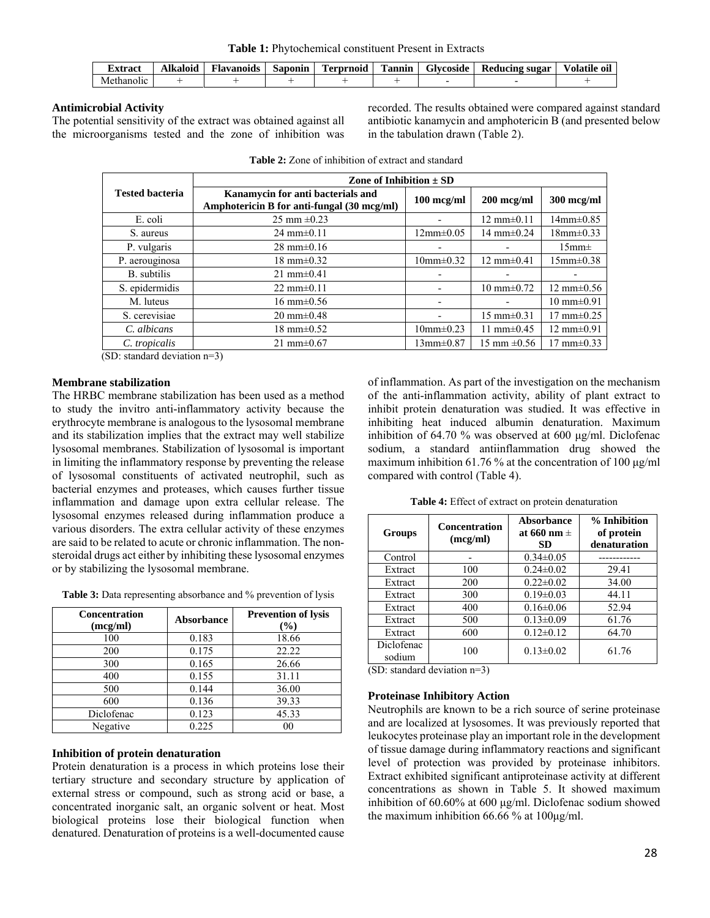**Table 1:** Phytochemical constituent Present in Extracts

| Extract | Alkaloid | Flavanoids | Saponin | Terprnoid | Tannin | Glycoside | Reducing sugar | Volatile oil |
|---|---|---|---|---|---|---|---|---|
| Methanolic | + | + | + | + | + | - | - | + |

### Antimicrobial Activity

The potential sensitivity of the extract was obtained against all the microorganisms tested and the zone of inhibition was recorded. The results obtained were compared against standard antibiotic kanamycin and amphotericin B (and presented below in the tabulation drawn (Table 2).

**Table 2:** Zone of inhibition of extract and standard

| Tested bacteria | Zone of Inhibition ± SD | | | |
|---|---|---|---|---|
| | Kanamycin for anti bacterials and Amphotericin B for anti-fungal (30 mcg/ml) | 100 mcg/ml | 200 mcg/ml | 300 mcg/ml |
| E. coli | 25 mm ±0.23 | - | 12 mm±0.11 | 14mm±0.85 |
| S. aureus | 24 mm±0.11 | 12mm±0.05 | 14 mm±0.24 | 18mm±0.33 |
| P. vulgaris | 28 mm±0.16 | - | - | 15mm± |
| P. aerouginosa | 18 mm±0.32 | 10mm±0.32 | 12 mm±0.41 | 15mm±0.38 |
| B. subtilis | 21 mm±0.41 | - | - | - |
| S. epidermidis | 22 mm±0.11 | - | 10 mm±0.72 | 12 mm±0.56 |
| M. luteus | 16 mm±0.56 | - | - | 10 mm±0.91 |
| S. cerevisiae | 20 mm±0.48 | - | 15 mm±0.31 | 17 mm±0.25 |
| *C. albicans* | 18 mm±0.52 | 10mm±0.23 | 11 mm±0.45 | 12 mm±0.91 |
| *C. tropicalis* | 21 mm±0.67 | 13mm±0.87 | 15 mm ±0.56 | 17 mm±0.33 |

(SD: standard deviation n=3)

### Membrane stabilization

The HRBC membrane stabilization has been used as a method to study the invitro anti-inflammatory activity because the erythrocyte membrane is analogous to the lysosomal membrane and its stabilization implies that the extract may well stabilize lysosomal membranes. Stabilization of lysosomal is important in limiting the inflammatory response by preventing the release of lysosomal constituents of activated neutrophil, such as bacterial enzymes and proteases, which causes further tissue inflammation and damage upon extra cellular release. The lysosomal enzymes released during inflammation produce a various disorders. The extra cellular activity of these enzymes are said to be related to acute or chronic inflammation. The non-steroidal drugs act either by inhibiting these lysosomal enzymes or by stabilizing the lysosomal membrane.

**Table 3:** Data representing absorbance and % prevention of lysis

| Concentration (mcg/ml) | Absorbance | Prevention of lysis (%) |
|---|---|---|
| 100 | 0.183 | 18.66 |
| 200 | 0.175 | 22.22 |
| 300 | 0.165 | 26.66 |
| 400 | 0.155 | 31.11 |
| 500 | 0.144 | 36.00 |
| 600 | 0.136 | 39.33 |
| Diclofenac | 0.123 | 45.33 |
| Negative | 0.225 | 00 |

### Inhibition of protein denaturation

Protein denaturation is a process in which proteins lose their tertiary structure and secondary structure by application of external stress or compound, such as strong acid or base, a concentrated inorganic salt, an organic solvent or heat. Most biological proteins lose their biological function when denatured. Denaturation of proteins is a well-documented cause of inflammation. As part of the investigation on the mechanism of the anti-inflammation activity, ability of plant extract to inhibit protein denaturation was studied. It was effective in inhibiting heat induced albumin denaturation. Maximum inhibition of 64.70 % was observed at 600 µg/ml. Diclofenac sodium, a standard antiinflammation drug showed the maximum inhibition 61.76 % at the concentration of 100 µg/ml compared with control (Table 4).

**Table 4:** Effect of extract on protein denaturation

| Groups | Concentration (mcg/ml) | Absorbance at 660 nm ± SD | % Inhibition of protein denaturation |
|---|---|---|---|
| Control | - | 0.34±0.05 | ------------ |
| Extract | 100 | 0.24±0.02 | 29.41 |
| Extract | 200 | 0.22±0.02 | 34.00 |
| Extract | 300 | 0.19±0.03 | 44.11 |
| Extract | 400 | 0.16±0.06 | 52.94 |
| Extract | 500 | 0.13±0.09 | 61.76 |
| Extract | 600 | 0.12±0.12 | 64.70 |
| Diclofenac sodium | 100 | 0.13±0.02 | 61.76 |

(SD: standard deviation n=3)

### Proteinase Inhibitory Action

Neutrophils are known to be a rich source of serine proteinase and are localized at lysosomes. It was previously reported that leukocytes proteinase play an important role in the development of tissue damage during inflammatory reactions and significant level of protection was provided by proteinase inhibitors. Extract exhibited significant antiproteinase activity at different concentrations as shown in Table 5. It showed maximum inhibition of 60.60% at 600 µg/ml. Diclofenac sodium showed the maximum inhibition 66.66 % at 100µg/ml.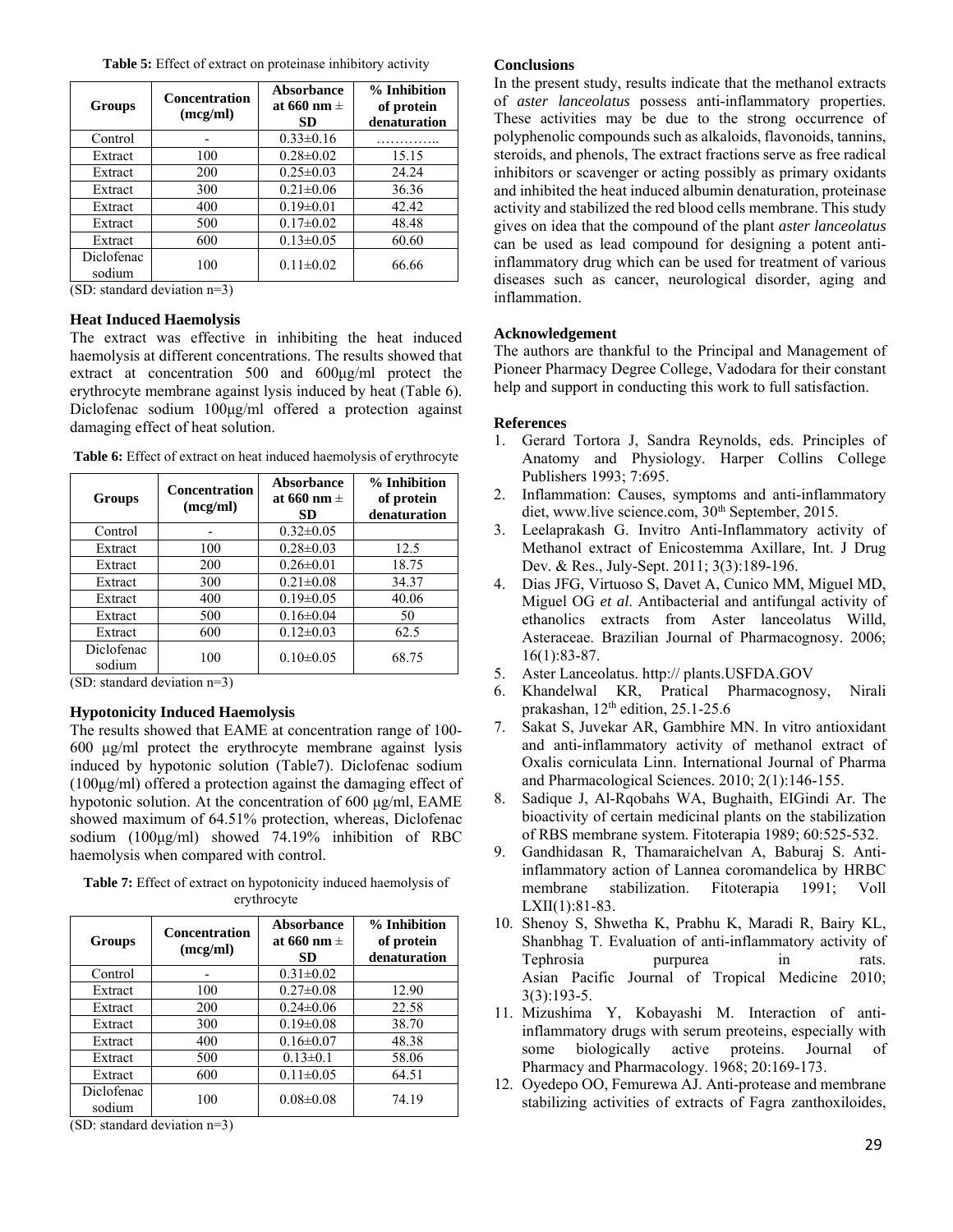**Table 5:** Effect of extract on proteinase inhibitory activity

| Groups | Concentration (mcg/ml) | Absorbance at 660 nm ± SD | % Inhibition of protein denaturation |
|---|---|---|---|
| Control | - | 0.33±0.16 | ………….. |
| Extract | 100 | 0.28±0.02 | 15.15 |
| Extract | 200 | 0.25±0.03 | 24.24 |
| Extract | 300 | 0.21±0.06 | 36.36 |
| Extract | 400 | 0.19±0.01 | 42.42 |
| Extract | 500 | 0.17±0.02 | 48.48 |
| Extract | 600 | 0.13±0.05 | 60.60 |
| Diclofenac sodium | 100 | 0.11±0.02 | 66.66 |

(SD: standard deviation n=3)

### Heat Induced Haemolysis

The extract was effective in inhibiting the heat induced haemolysis at different concentrations. The results showed that extract at concentration 500 and 600μg/ml protect the erythrocyte membrane against lysis induced by heat (Table 6). Diclofenac sodium 100μg/ml offered a protection against damaging effect of heat solution.

**Table 6:** Effect of extract on heat induced haemolysis of erythrocyte

| Groups | Concentration (mcg/ml) | Absorbance at 660 nm ± SD | % Inhibition of protein denaturation |
|---|---|---|---|
| Control | - | 0.32±0.05 | |
| Extract | 100 | 0.28±0.03 | 12.5 |
| Extract | 200 | 0.26±0.01 | 18.75 |
| Extract | 300 | 0.21±0.08 | 34.37 |
| Extract | 400 | 0.19±0.05 | 40.06 |
| Extract | 500 | 0.16±0.04 | 50 |
| Extract | 600 | 0.12±0.03 | 62.5 |
| Diclofenac sodium | 100 | 0.10±0.05 | 68.75 |

(SD: standard deviation n=3)

### Hypotonicity Induced Haemolysis

The results showed that EAME at concentration range of 100-600 μg/ml protect the erythrocyte membrane against lysis induced by hypotonic solution (Table7). Diclofenac sodium (100μg/ml) offered a protection against the damaging effect of hypotonic solution. At the concentration of 600 μg/ml, EAME showed maximum of 64.51% protection, whereas, Diclofenac sodium (100μg/ml) showed 74.19% inhibition of RBC haemolysis when compared with control.

**Table 7:** Effect of extract on hypotonicity induced haemolysis of erythrocyte

| Groups | Concentration (mcg/ml) | Absorbance at 660 nm ± SD | % Inhibition of protein denaturation |
|---|---|---|---|
| Control | - | 0.31±0.02 | |
| Extract | 100 | 0.27±0.08 | 12.90 |
| Extract | 200 | 0.24±0.06 | 22.58 |
| Extract | 300 | 0.19±0.08 | 38.70 |
| Extract | 400 | 0.16±0.07 | 48.38 |
| Extract | 500 | 0.13±0.1 | 58.06 |
| Extract | 600 | 0.11±0.05 | 64.51 |
| Diclofenac sodium | 100 | 0.08±0.08 | 74.19 |

(SD: standard deviation n=3)

### Conclusions

In the present study, results indicate that the methanol extracts of *aster lanceolatus* possess anti-inflammatory properties. These activities may be due to the strong occurrence of polyphenolic compounds such as alkaloids, flavonoids, tannins, steroids, and phenols, The extract fractions serve as free radical inhibitors or scavenger or acting possibly as primary oxidants and inhibited the heat induced albumin denaturation, proteinase activity and stabilized the red blood cells membrane. This study gives on idea that the compound of the plant *aster lanceolatus* can be used as lead compound for designing a potent anti-inflammatory drug which can be used for treatment of various diseases such as cancer, neurological disorder, aging and inflammation.

### Acknowledgement

The authors are thankful to the Principal and Management of Pioneer Pharmacy Degree College, Vadodara for their constant help and support in conducting this work to full satisfaction.

### References

1. Gerard Tortora J, Sandra Reynolds, eds. Principles of Anatomy and Physiology. Harper Collins College Publishers 1993; 7:695.
2. Inflammation: Causes, symptoms and anti-inflammatory diet, www.live science.com, 30th September, 2015.
3. Leelaprakash G. Invitro Anti-Inflammatory activity of Methanol extract of Enicostemma Axillare, Int. J Drug Dev. & Res., July-Sept. 2011; 3(3):189-196.
4. Dias JFG, Virtuoso S, Davet A, Cunico MM, Miguel MD, Miguel OG *et al*. Antibacterial and antifungal activity of ethanolics extracts from Aster lanceolatus Willd, Asteraceae. Brazilian Journal of Pharmacognosy. 2006; 16(1):83-87.
5. Aster Lanceolatus. http:// plants.USFDA.GOV
6. Khandelwal KR, Pratical Pharmacognosy, Nirali prakashan, 12th edition, 25.1-25.6
7. Sakat S, Juvekar AR, Gambhire MN. In vitro antioxidant and anti-inflammatory activity of methanol extract of Oxalis corniculata Linn. International Journal of Pharma and Pharmacological Sciences. 2010; 2(1):146-155.
8. Sadique J, Al-Rqobahs WA, Bughaith, EIGindi Ar. The bioactivity of certain medicinal plants on the stabilization of RBS membrane system. Fitoterapia 1989; 60:525-532.
9. Gandhidasan R, Thamaraichelvan A, Baburaj S. Anti-inflammatory action of Lannea coromandelica by HRBC membrane stabilization. Fitoterapia 1991; Voll LXII(1):81-83.
10. Shenoy S, Shwetha K, Prabhu K, Maradi R, Bairy KL, Shanbhag T. Evaluation of anti-inflammatory activity of Tephrosia purpurea in rats. Asian Pacific Journal of Tropical Medicine 2010; 3(3):193-5.
11. Mizushima Y, Kobayashi M. Interaction of anti-inflammatory drugs with serum preoteins, especially with some biologically active proteins. Journal of Pharmacy and Pharmacology. 1968; 20:169-173.
12. Oyedepo OO, Femurewa AJ. Anti-protease and membrane stabilizing activities of extracts of Fagra zanthoxiloides,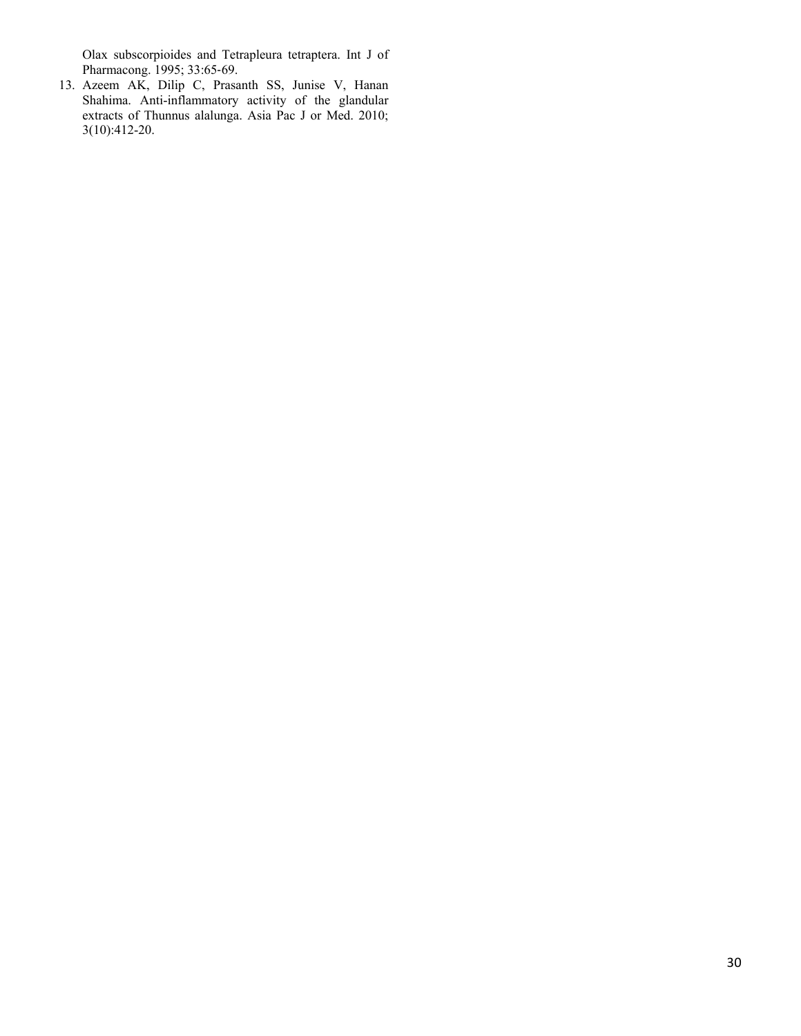Olax subscorpioides and Tetrapleura tetraptera. Int J of Pharmacong. 1995; 33:65-69.

13. Azeem AK, Dilip C, Prasanth SS, Junise V, Hanan Shahima. Anti-inflammatory activity of the glandular extracts of Thunnus alalunga. Asia Pac J or Med. 2010; 3(10):412-20.